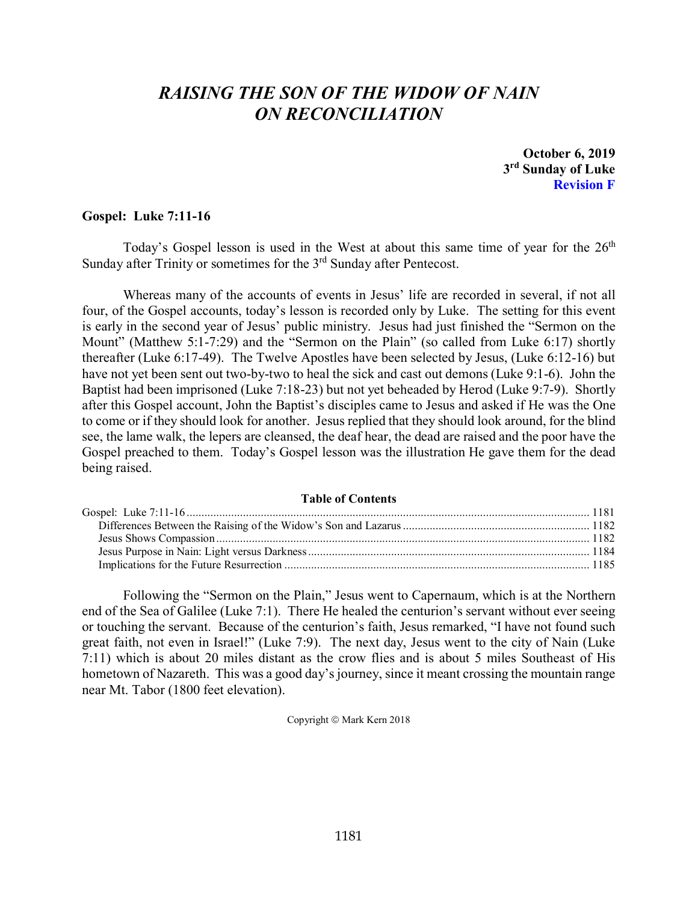# *RAISING THE SON OF THE WIDOW OF NAIN ON RECONCILIATION*

**October 6, 2019**
**3rd Sunday of Luke**
**Revision F**

## Gospel: Luke 7:11-16

Today's Gospel lesson is used in the West at about this same time of year for the 26th Sunday after Trinity or sometimes for the 3rd Sunday after Pentecost.

Whereas many of the accounts of events in Jesus' life are recorded in several, if not all four, of the Gospel accounts, today's lesson is recorded only by Luke. The setting for this event is early in the second year of Jesus' public ministry. Jesus had just finished the "Sermon on the Mount" (Matthew 5:1-7:29) and the "Sermon on the Plain" (so called from Luke 6:17) shortly thereafter (Luke 6:17-49). The Twelve Apostles have been selected by Jesus, (Luke 6:12-16) but have not yet been sent out two-by-two to heal the sick and cast out demons (Luke 9:1-6). John the Baptist had been imprisoned (Luke 7:18-23) but not yet beheaded by Herod (Luke 9:7-9). Shortly after this Gospel account, John the Baptist's disciples came to Jesus and asked if He was the One to come or if they should look for another. Jesus replied that they should look around, for the blind see, the lame walk, the lepers are cleansed, the deaf hear, the dead are raised and the poor have the Gospel preached to them. Today's Gospel lesson was the illustration He gave them for the dead being raised.

**Table of Contents**

| | |
|---|---|
| Gospel: Luke 7:11-16 | 1181 |
| Differences Between the Raising of the Widow's Son and Lazarus | 1182 |
| Jesus Shows Compassion | 1182 |
| Jesus Purpose in Nain: Light versus Darkness | 1184 |
| Implications for the Future Resurrection | 1185 |

Following the "Sermon on the Plain," Jesus went to Capernaum, which is at the Northern end of the Sea of Galilee (Luke 7:1). There He healed the centurion's servant without ever seeing or touching the servant. Because of the centurion's faith, Jesus remarked, "I have not found such great faith, not even in Israel!" (Luke 7:9). The next day, Jesus went to the city of Nain (Luke 7:11) which is about 20 miles distant as the crow flies and is about 5 miles Southeast of His hometown of Nazareth. This was a good day's journey, since it meant crossing the mountain range near Mt. Tabor (1800 feet elevation).

Copyright © Mark Kern 2018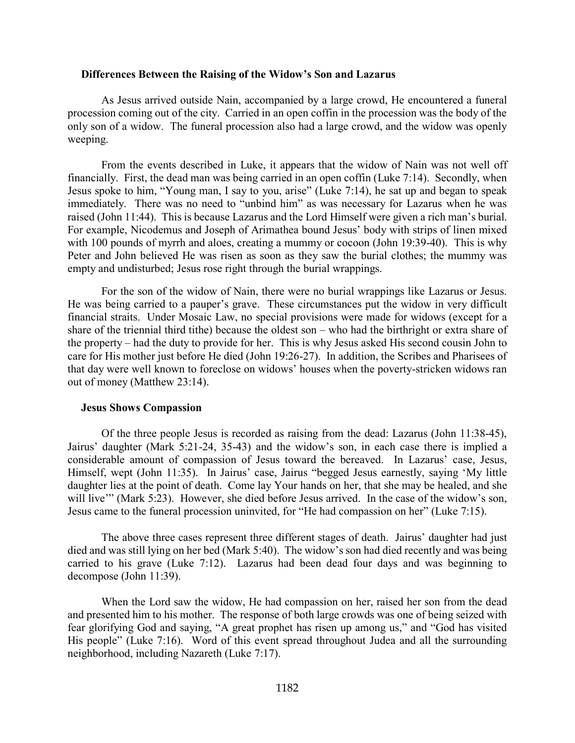### Differences Between the Raising of the Widow's Son and Lazarus

As Jesus arrived outside Nain, accompanied by a large crowd, He encountered a funeral procession coming out of the city. Carried in an open coffin in the procession was the body of the only son of a widow. The funeral procession also had a large crowd, and the widow was openly weeping.

From the events described in Luke, it appears that the widow of Nain was not well off financially. First, the dead man was being carried in an open coffin (Luke 7:14). Secondly, when Jesus spoke to him, "Young man, I say to you, arise" (Luke 7:14), he sat up and began to speak immediately. There was no need to "unbind him" as was necessary for Lazarus when he was raised (John 11:44). This is because Lazarus and the Lord Himself were given a rich man's burial. For example, Nicodemus and Joseph of Arimathea bound Jesus' body with strips of linen mixed with 100 pounds of myrrh and aloes, creating a mummy or cocoon (John 19:39-40). This is why Peter and John believed He was risen as soon as they saw the burial clothes; the mummy was empty and undisturbed; Jesus rose right through the burial wrappings.

For the son of the widow of Nain, there were no burial wrappings like Lazarus or Jesus. He was being carried to a pauper's grave. These circumstances put the widow in very difficult financial straits. Under Mosaic Law, no special provisions were made for widows (except for a share of the triennial third tithe) because the oldest son – who had the birthright or extra share of the property – had the duty to provide for her. This is why Jesus asked His second cousin John to care for His mother just before He died (John 19:26-27). In addition, the Scribes and Pharisees of that day were well known to foreclose on widows' houses when the poverty-stricken widows ran out of money (Matthew 23:14).

### Jesus Shows Compassion

Of the three people Jesus is recorded as raising from the dead: Lazarus (John 11:38-45), Jairus' daughter (Mark 5:21-24, 35-43) and the widow's son, in each case there is implied a considerable amount of compassion of Jesus toward the bereaved. In Lazarus' case, Jesus, Himself, wept (John 11:35). In Jairus' case, Jairus "begged Jesus earnestly, saying 'My little daughter lies at the point of death. Come lay Your hands on her, that she may be healed, and she will live'" (Mark 5:23). However, she died before Jesus arrived. In the case of the widow's son, Jesus came to the funeral procession uninvited, for "He had compassion on her" (Luke 7:15).

The above three cases represent three different stages of death. Jairus' daughter had just died and was still lying on her bed (Mark 5:40). The widow's son had died recently and was being carried to his grave (Luke 7:12). Lazarus had been dead four days and was beginning to decompose (John 11:39).

When the Lord saw the widow, He had compassion on her, raised her son from the dead and presented him to his mother. The response of both large crowds was one of being seized with fear glorifying God and saying, "A great prophet has risen up among us," and "God has visited His people" (Luke 7:16). Word of this event spread throughout Judea and all the surrounding neighborhood, including Nazareth (Luke 7:17).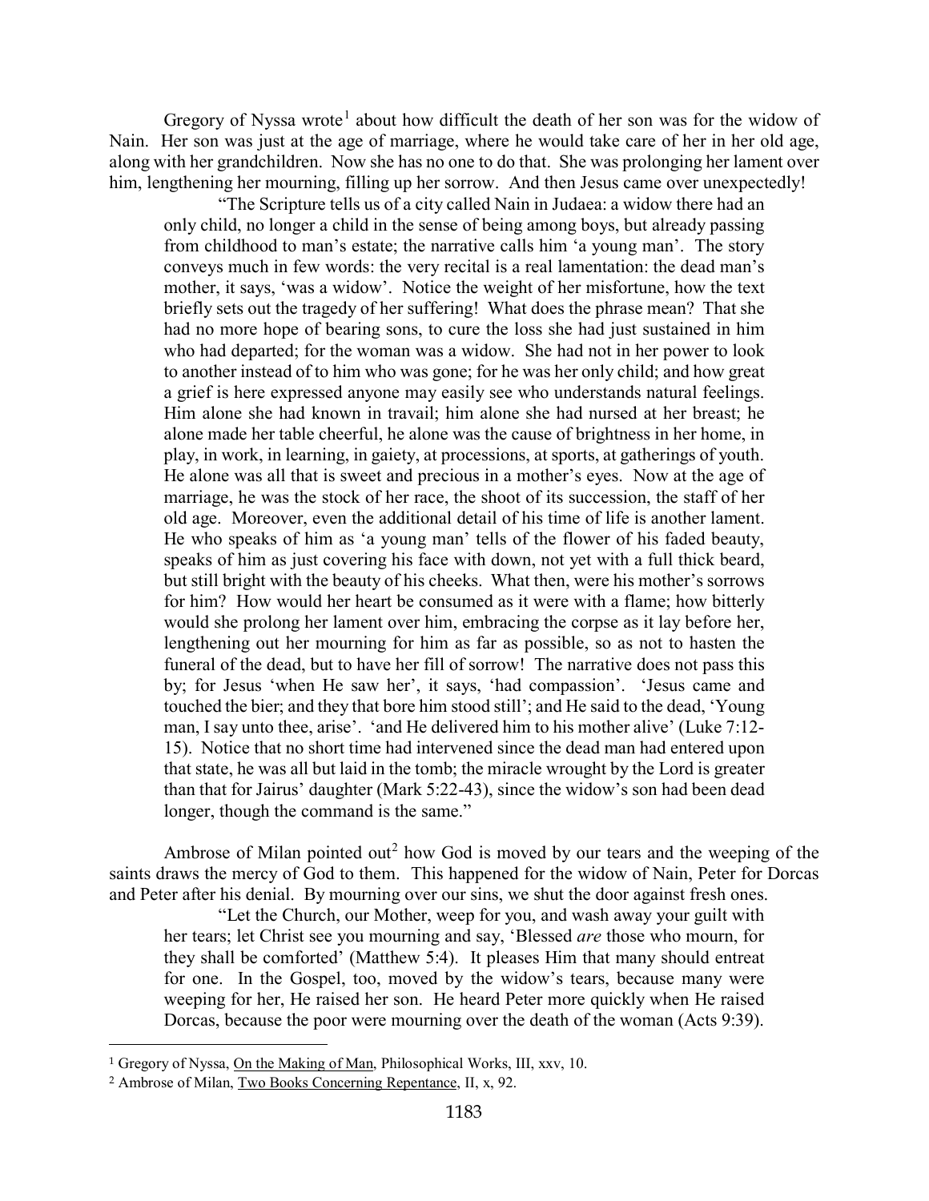Gregory of Nyssa wrote[1] about how difficult the death of her son was for the widow of Nain. Her son was just at the age of marriage, where he would take care of her in her old age, along with her grandchildren. Now she has no one to do that. She was prolonging her lament over him, lengthening her mourning, filling up her sorrow. And then Jesus came over unexpectedly!

> "The Scripture tells us of a city called Nain in Judaea: a widow there had an only child, no longer a child in the sense of being among boys, but already passing from childhood to man's estate; the narrative calls him 'a young man'. The story conveys much in few words: the very recital is a real lamentation: the dead man's mother, it says, 'was a widow'. Notice the weight of her misfortune, how the text briefly sets out the tragedy of her suffering! What does the phrase mean? That she had no more hope of bearing sons, to cure the loss she had just sustained in him who had departed; for the woman was a widow. She had not in her power to look to another instead of to him who was gone; for he was her only child; and how great a grief is here expressed anyone may easily see who understands natural feelings. Him alone she had known in travail; him alone she had nursed at her breast; he alone made her table cheerful, he alone was the cause of brightness in her home, in play, in work, in learning, in gaiety, at processions, at sports, at gatherings of youth. He alone was all that is sweet and precious in a mother's eyes. Now at the age of marriage, he was the stock of her race, the shoot of its succession, the staff of her old age. Moreover, even the additional detail of his time of life is another lament. He who speaks of him as 'a young man' tells of the flower of his faded beauty, speaks of him as just covering his face with down, not yet with a full thick beard, but still bright with the beauty of his cheeks. What then, were his mother's sorrows for him? How would her heart be consumed as it were with a flame; how bitterly would she prolong her lament over him, embracing the corpse as it lay before her, lengthening out her mourning for him as far as possible, so as not to hasten the funeral of the dead, but to have her fill of sorrow! The narrative does not pass this by; for Jesus 'when He saw her', it says, 'had compassion'. 'Jesus came and touched the bier; and they that bore him stood still'; and He said to the dead, 'Young man, I say unto thee, arise'. 'and He delivered him to his mother alive' (Luke 7:12-15). Notice that no short time had intervened since the dead man had entered upon that state, he was all but laid in the tomb; the miracle wrought by the Lord is greater than that for Jairus' daughter (Mark 5:22-43), since the widow's son had been dead longer, though the command is the same."

Ambrose of Milan pointed out[2] how God is moved by our tears and the weeping of the saints draws the mercy of God to them. This happened for the widow of Nain, Peter for Dorcas and Peter after his denial. By mourning over our sins, we shut the door against fresh ones.

> "Let the Church, our Mother, weep for you, and wash away your guilt with her tears; let Christ see you mourning and say, 'Blessed *are* those who mourn, for they shall be comforted' (Matthew 5:4). It pleases Him that many should entreat for one. In the Gospel, too, moved by the widow's tears, because many were weeping for her, He raised her son. He heard Peter more quickly when He raised Dorcas, because the poor were mourning over the death of the woman (Acts 9:39).

---

[1] Gregory of Nyssa, On the Making of Man, Philosophical Works, III, xxv, 10.

[2] Ambrose of Milan, Two Books Concerning Repentance, II, x, 92.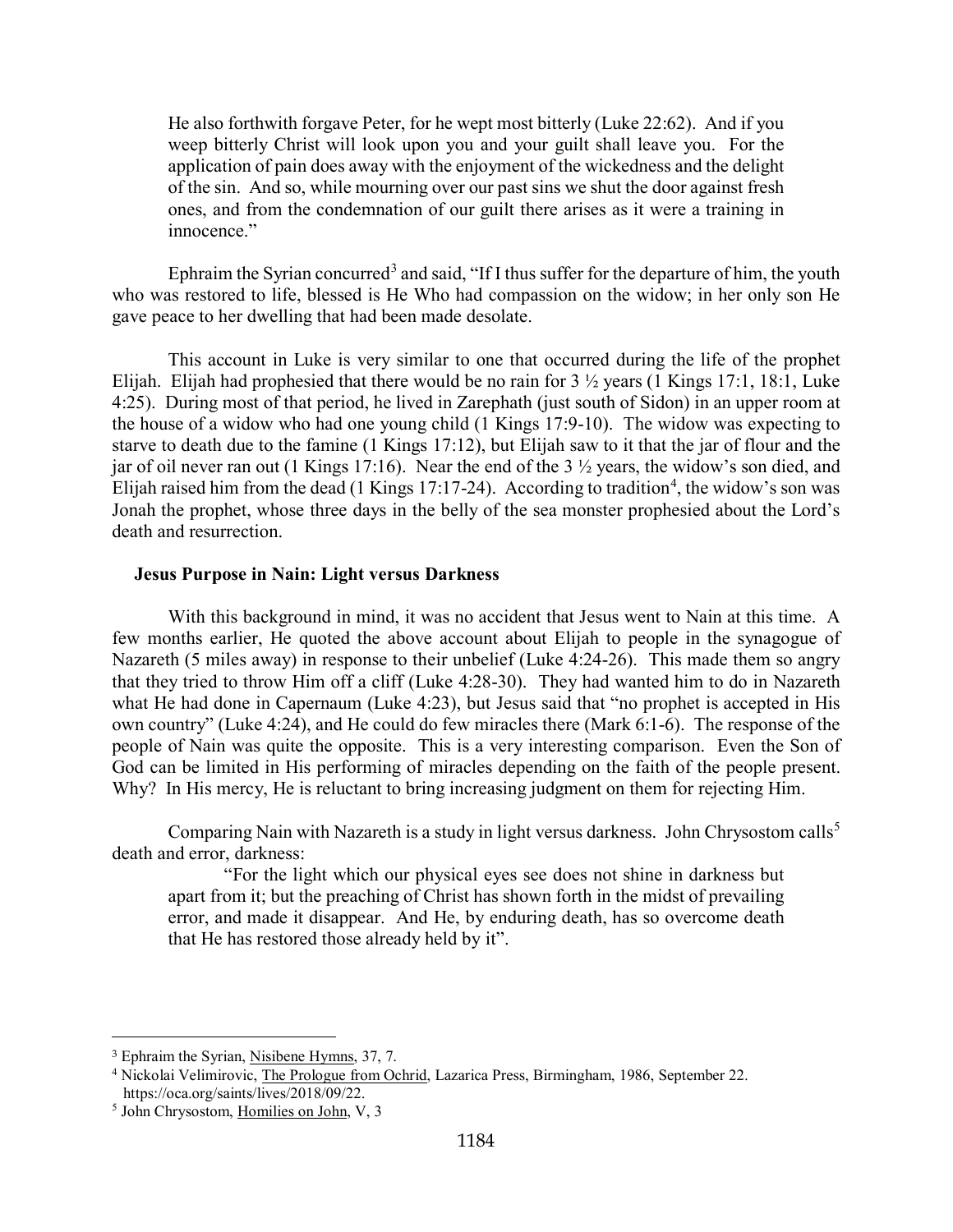> He also forthwith forgave Peter, for he wept most bitterly (Luke 22:62). And if you weep bitterly Christ will look upon you and your guilt shall leave you. For the application of pain does away with the enjoyment of the wickedness and the delight of the sin. And so, while mourning over our past sins we shut the door against fresh ones, and from the condemnation of our guilt there arises as it were a training in innocence."

Ephraim the Syrian concurred[3] and said, "If I thus suffer for the departure of him, the youth who was restored to life, blessed is He Who had compassion on the widow; in her only son He gave peace to her dwelling that had been made desolate.

This account in Luke is very similar to one that occurred during the life of the prophet Elijah. Elijah had prophesied that there would be no rain for 3 ½ years (1 Kings 17:1, 18:1, Luke 4:25). During most of that period, he lived in Zarephath (just south of Sidon) in an upper room at the house of a widow who had one young child (1 Kings 17:9-10). The widow was expecting to starve to death due to the famine (1 Kings 17:12), but Elijah saw to it that the jar of flour and the jar of oil never ran out (1 Kings 17:16). Near the end of the 3 ½ years, the widow's son died, and Elijah raised him from the dead (1 Kings 17:17-24). According to tradition[4], the widow's son was Jonah the prophet, whose three days in the belly of the sea monster prophesied about the Lord's death and resurrection.

### Jesus Purpose in Nain: Light versus Darkness

With this background in mind, it was no accident that Jesus went to Nain at this time. A few months earlier, He quoted the above account about Elijah to people in the synagogue of Nazareth (5 miles away) in response to their unbelief (Luke 4:24-26). This made them so angry that they tried to throw Him off a cliff (Luke 4:28-30). They had wanted him to do in Nazareth what He had done in Capernaum (Luke 4:23), but Jesus said that "no prophet is accepted in His own country" (Luke 4:24), and He could do few miracles there (Mark 6:1-6). The response of the people of Nain was quite the opposite. This is a very interesting comparison. Even the Son of God can be limited in His performing of miracles depending on the faith of the people present. Why? In His mercy, He is reluctant to bring increasing judgment on them for rejecting Him.

Comparing Nain with Nazareth is a study in light versus darkness. John Chrysostom calls[5] death and error, darkness:

> "For the light which our physical eyes see does not shine in darkness but apart from it; but the preaching of Christ has shown forth in the midst of prevailing error, and made it disappear. And He, by enduring death, has so overcome death that He has restored those already held by it".

---

[3] Ephraim the Syrian, Nisibene Hymns, 37, 7.

[4] Nickolai Velimirovic, The Prologue from Ochrid, Lazarica Press, Birmingham, 1986, September 22. https://oca.org/saints/lives/2018/09/22.

[5] John Chrysostom, Homilies on John, V, 3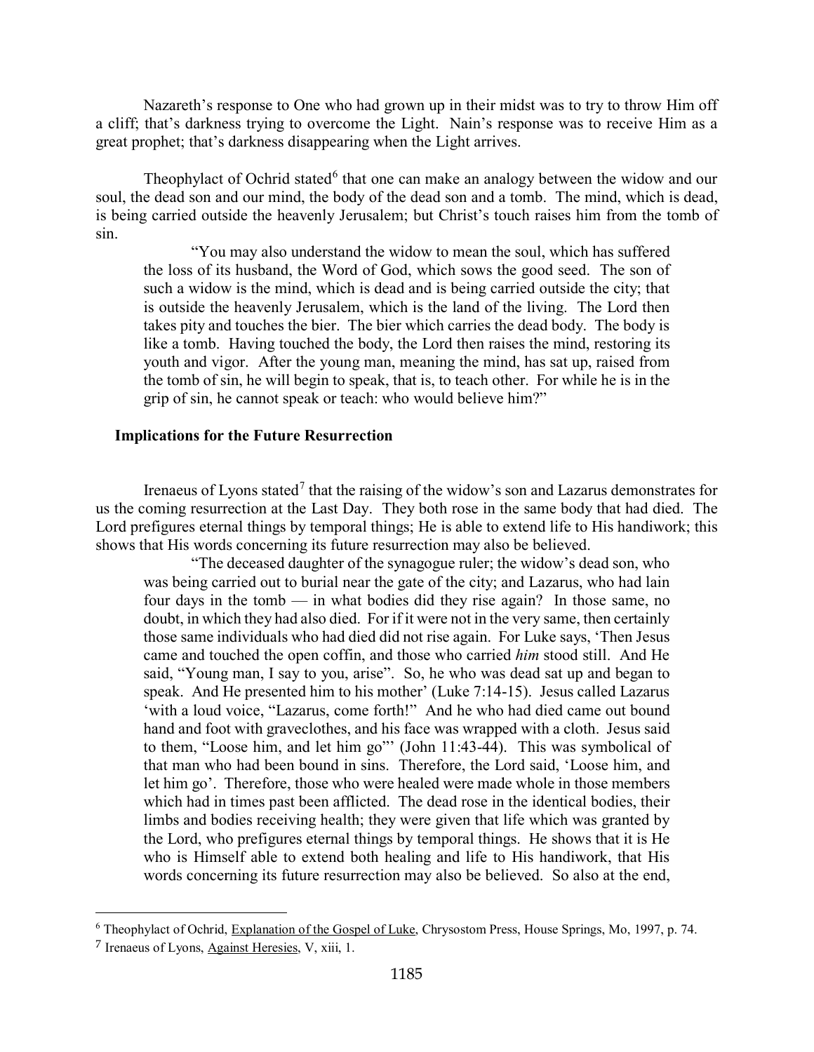Nazareth's response to One who had grown up in their midst was to try to throw Him off a cliff; that's darkness trying to overcome the Light. Nain's response was to receive Him as a great prophet; that's darkness disappearing when the Light arrives.

Theophylact of Ochrid stated[6] that one can make an analogy between the widow and our soul, the dead son and our mind, the body of the dead son and a tomb. The mind, which is dead, is being carried outside the heavenly Jerusalem; but Christ's touch raises him from the tomb of sin.

> "You may also understand the widow to mean the soul, which has suffered the loss of its husband, the Word of God, which sows the good seed. The son of such a widow is the mind, which is dead and is being carried outside the city; that is outside the heavenly Jerusalem, which is the land of the living. The Lord then takes pity and touches the bier. The bier which carries the dead body. The body is like a tomb. Having touched the body, the Lord then raises the mind, restoring its youth and vigor. After the young man, meaning the mind, has sat up, raised from the tomb of sin, he will begin to speak, that is, to teach other. For while he is in the grip of sin, he cannot speak or teach: who would believe him?"

## Implications for the Future Resurrection

Irenaeus of Lyons stated[7] that the raising of the widow's son and Lazarus demonstrates for us the coming resurrection at the Last Day. They both rose in the same body that had died. The Lord prefigures eternal things by temporal things; He is able to extend life to His handiwork; this shows that His words concerning its future resurrection may also be believed.

> "The deceased daughter of the synagogue ruler; the widow's dead son, who was being carried out to burial near the gate of the city; and Lazarus, who had lain four days in the tomb — in what bodies did they rise again? In those same, no doubt, in which they had also died. For if it were not in the very same, then certainly those same individuals who had died did not rise again. For Luke says, 'Then Jesus came and touched the open coffin, and those who carried *him* stood still. And He said, "Young man, I say to you, arise". So, he who was dead sat up and began to speak. And He presented him to his mother' (Luke 7:14-15). Jesus called Lazarus 'with a loud voice, "Lazarus, come forth!" And he who had died came out bound hand and foot with graveclothes, and his face was wrapped with a cloth. Jesus said to them, "Loose him, and let him go"' (John 11:43-44). This was symbolical of that man who had been bound in sins. Therefore, the Lord said, 'Loose him, and let him go'. Therefore, those who were healed were made whole in those members which had in times past been afflicted. The dead rose in the identical bodies, their limbs and bodies receiving health; they were given that life which was granted by the Lord, who prefigures eternal things by temporal things. He shows that it is He who is Himself able to extend both healing and life to His handiwork, that His words concerning its future resurrection may also be believed. So also at the end,

---

[6] Theophylact of Ochrid, Explanation of the Gospel of Luke, Chrysostom Press, House Springs, Mo, 1997, p. 74.

[7] Irenaeus of Lyons, Against Heresies, V, xiii, 1.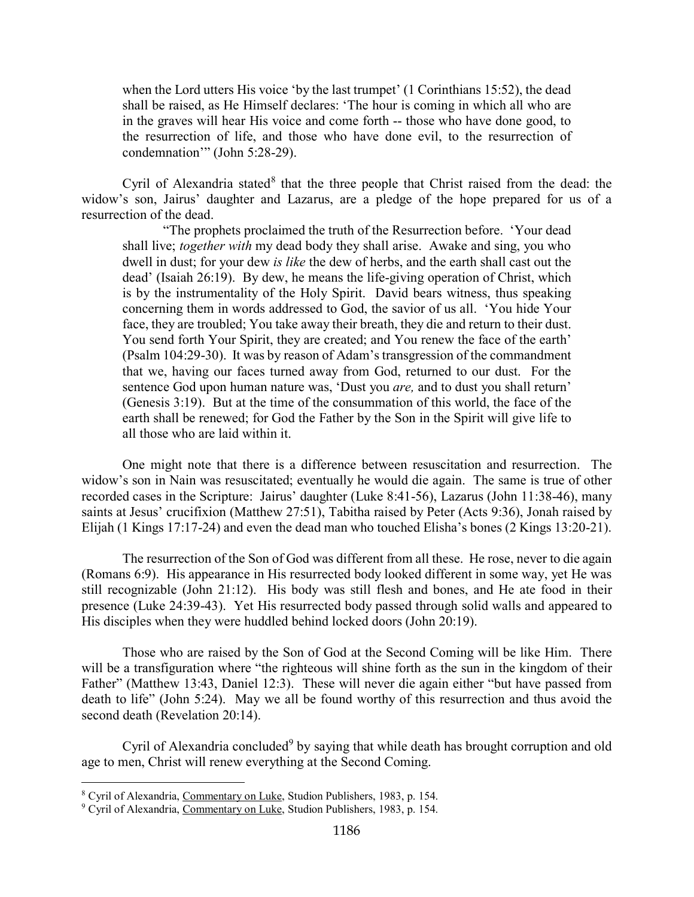when the Lord utters His voice 'by the last trumpet' (1 Corinthians 15:52), the dead shall be raised, as He Himself declares: 'The hour is coming in which all who are in the graves will hear His voice and come forth -- those who have done good, to the resurrection of life, and those who have done evil, to the resurrection of condemnation'" (John 5:28-29).

Cyril of Alexandria stated[8] that the three people that Christ raised from the dead: the widow's son, Jairus' daughter and Lazarus, are a pledge of the hope prepared for us of a resurrection of the dead.

"The prophets proclaimed the truth of the Resurrection before. 'Your dead shall live; *together with* my dead body they shall arise. Awake and sing, you who dwell in dust; for your dew *is like* the dew of herbs, and the earth shall cast out the dead' (Isaiah 26:19). By dew, he means the life-giving operation of Christ, which is by the instrumentality of the Holy Spirit. David bears witness, thus speaking concerning them in words addressed to God, the savior of us all. 'You hide Your face, they are troubled; You take away their breath, they die and return to their dust. You send forth Your Spirit, they are created; and You renew the face of the earth' (Psalm 104:29-30). It was by reason of Adam's transgression of the commandment that we, having our faces turned away from God, returned to our dust. For the sentence God upon human nature was, 'Dust you *are,* and to dust you shall return' (Genesis 3:19). But at the time of the consummation of this world, the face of the earth shall be renewed; for God the Father by the Son in the Spirit will give life to all those who are laid within it.

One might note that there is a difference between resuscitation and resurrection. The widow's son in Nain was resuscitated; eventually he would die again. The same is true of other recorded cases in the Scripture: Jairus' daughter (Luke 8:41-56), Lazarus (John 11:38-46), many saints at Jesus' crucifixion (Matthew 27:51), Tabitha raised by Peter (Acts 9:36), Jonah raised by Elijah (1 Kings 17:17-24) and even the dead man who touched Elisha's bones (2 Kings 13:20-21).

The resurrection of the Son of God was different from all these. He rose, never to die again (Romans 6:9). His appearance in His resurrected body looked different in some way, yet He was still recognizable (John 21:12). His body was still flesh and bones, and He ate food in their presence (Luke 24:39-43). Yet His resurrected body passed through solid walls and appeared to His disciples when they were huddled behind locked doors (John 20:19).

Those who are raised by the Son of God at the Second Coming will be like Him. There will be a transfiguration where "the righteous will shine forth as the sun in the kingdom of their Father" (Matthew 13:43, Daniel 12:3). These will never die again either "but have passed from death to life" (John 5:24). May we all be found worthy of this resurrection and thus avoid the second death (Revelation 20:14).

Cyril of Alexandria concluded[9] by saying that while death has brought corruption and old age to men, Christ will renew everything at the Second Coming.

---

[8] Cyril of Alexandria, Commentary on Luke, Studion Publishers, 1983, p. 154.

[9] Cyril of Alexandria, Commentary on Luke, Studion Publishers, 1983, p. 154.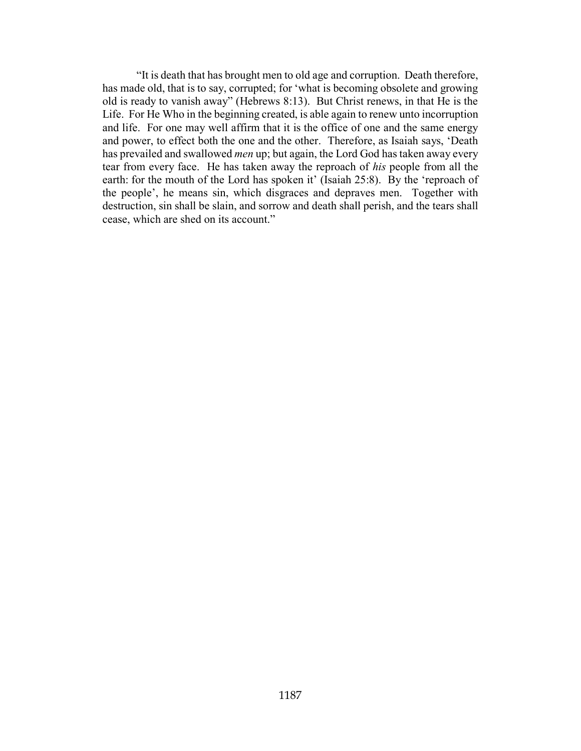"It is death that has brought men to old age and corruption. Death therefore, has made old, that is to say, corrupted; for 'what is becoming obsolete and growing old is ready to vanish away" (Hebrews 8:13). But Christ renews, in that He is the Life. For He Who in the beginning created, is able again to renew unto incorruption and life. For one may well affirm that it is the office of one and the same energy and power, to effect both the one and the other. Therefore, as Isaiah says, 'Death has prevailed and swallowed *men* up; but again, the Lord God has taken away every tear from every face. He has taken away the reproach of *his* people from all the earth: for the mouth of the Lord has spoken it' (Isaiah 25:8). By the 'reproach of the people', he means sin, which disgraces and depraves men. Together with destruction, sin shall be slain, and sorrow and death shall perish, and the tears shall cease, which are shed on its account."